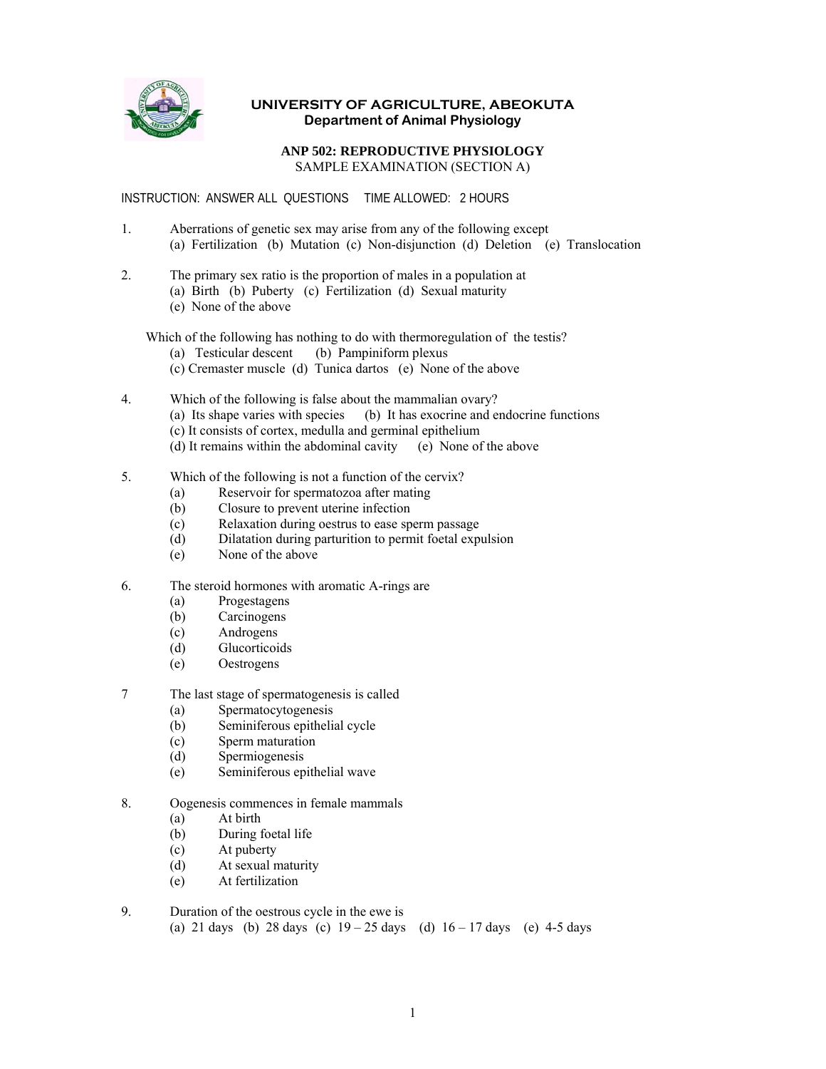# UNIVERSITY OF AGRICULTURE, ABEOKUTA
## Department of Animal Physiology

**ANP 502: REPRODUCTIVE PHYSIOLOGY**
SAMPLE EXAMINATION (SECTION A)

INSTRUCTION: ANSWER ALL QUESTIONS TIME ALLOWED: 2 HOURS

1. Aberrations of genetic sex may arise from any of the following except
   (a) Fertilization (b) Mutation (c) Non-disjunction (d) Deletion (e) Translocation

2. The primary sex ratio is the proportion of males in a population at
   (a) Birth (b) Puberty (c) Fertilization (d) Sexual maturity
   (e) None of the above

   Which of the following has nothing to do with thermoregulation of the testis?
   (a) Testicular descent (b) Pampiniform plexus
   (c) Cremaster muscle (d) Tunica dartos (e) None of the above

4. Which of the following is false about the mammalian ovary?
   (a) Its shape varies with species (b) It has exocrine and endocrine functions
   (c) It consists of cortex, medulla and germinal epithelium
   (d) It remains within the abdominal cavity (e) None of the above

5. Which of the following is not a function of the cervix?
   (a) Reservoir for spermatozoa after mating
   (b) Closure to prevent uterine infection
   (c) Relaxation during oestrus to ease sperm passage
   (d) Dilatation during parturition to permit foetal expulsion
   (e) None of the above

6. The steroid hormones with aromatic A-rings are
   (a) Progestagens
   (b) Carcinogens
   (c) Androgens
   (d) Glucorticoids
   (e) Oestrogens

7 The last stage of spermatogenesis is called
   (a) Spermatocytogenesis
   (b) Seminiferous epithelial cycle
   (c) Sperm maturation
   (d) Spermiogenesis
   (e) Seminiferous epithelial wave

8. Oogenesis commences in female mammals
   (a) At birth
   (b) During foetal life
   (c) At puberty
   (d) At sexual maturity
   (e) At fertilization

9. Duration of the oestrous cycle in the ewe is
   (a) 21 days (b) 28 days (c) 19 – 25 days (d) 16 – 17 days (e) 4-5 days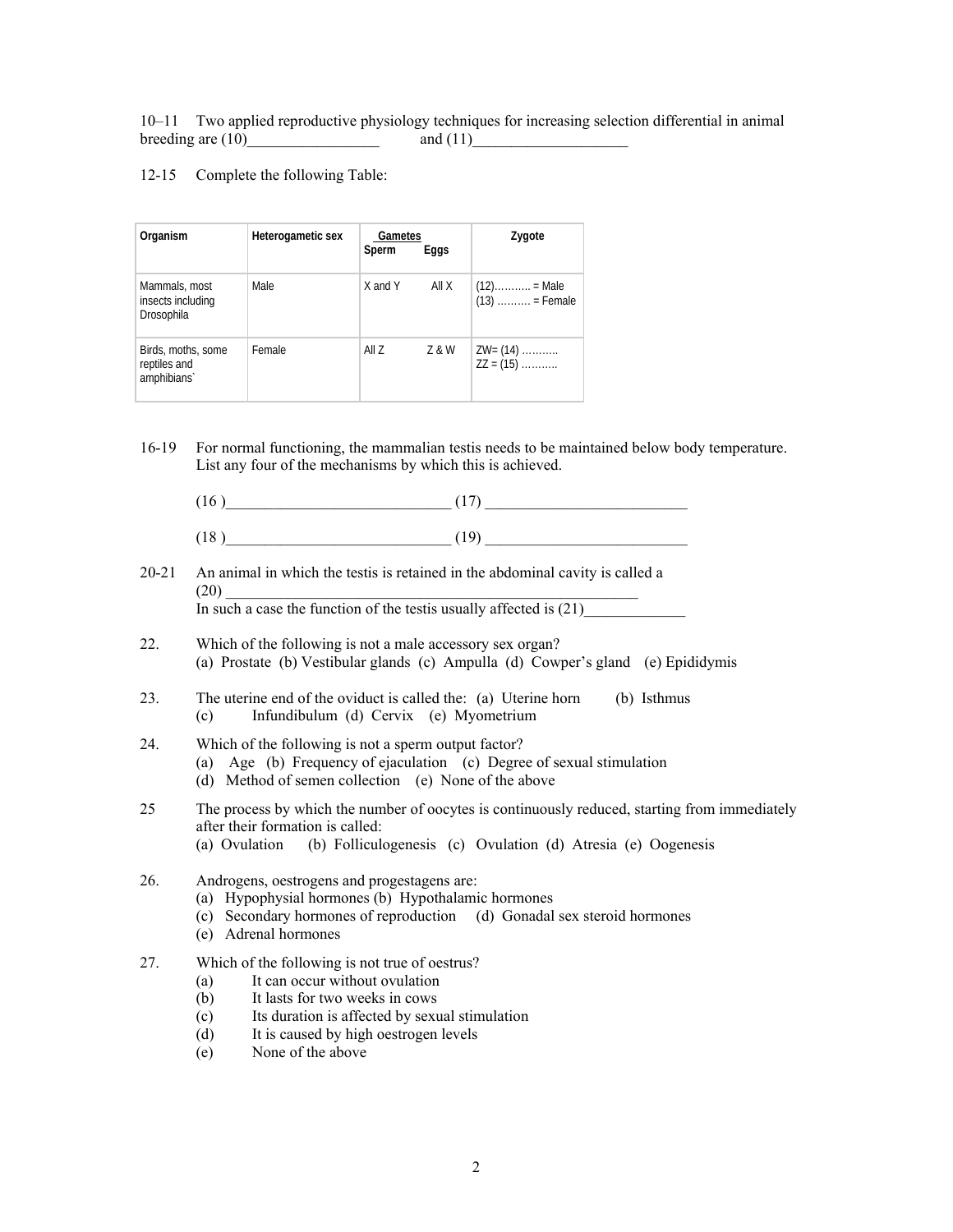10–11 Two applied reproductive physiology techniques for increasing selection differential in animal breeding are (10)_________________ and (11)____________________

12-15 Complete the following Table:

| Organism | Heterogametic sex | Gametes Sperm | Eggs | Zygote |
|---|---|---|---|---|
| Mammals, most insects including Drosophila | Male | X and Y | All X | (12)……….. = Male<br>(13) ………. = Female |
| Birds, moths, some reptiles and amphibians` | Female | All Z | Z & W | ZW= (14) ………..<br>ZZ = (15) ……….. |

16-19 For normal functioning, the mammalian testis needs to be maintained below body temperature. List any four of the mechanisms by which this is achieved.

(16 )_____________________________ (17) __________________________

(18 )_____________________________ (19) __________________________

20-21 An animal in which the testis is retained in the abdominal cavity is called a (20) _______________________________________________________
In such a case the function of the testis usually affected is (21)_____________

22. Which of the following is not a male accessory sex organ?
(a) Prostate (b) Vestibular glands (c) Ampulla (d) Cowper's gland (e) Epididymis

23. The uterine end of the oviduct is called the: (a) Uterine horn (b) Isthmus (c) Infundibulum (d) Cervix (e) Myometrium

24. Which of the following is not a sperm output factor?
(a) Age (b) Frequency of ejaculation (c) Degree of sexual stimulation
(d) Method of semen collection (e) None of the above

25 The process by which the number of oocytes is continuously reduced, starting from immediately after their formation is called:
(a) Ovulation (b) Folliculogenesis (c) Ovulation (d) Atresia (e) Oogenesis

26. Androgens, oestrogens and progestagens are:
(a) Hypophysial hormones (b) Hypothalamic hormones
(c) Secondary hormones of reproduction (d) Gonadal sex steroid hormones
(e) Adrenal hormones

27. Which of the following is not true of oestrus?
(a) It can occur without ovulation
(b) It lasts for two weeks in cows
(c) Its duration is affected by sexual stimulation
(d) It is caused by high oestrogen levels
(e) None of the above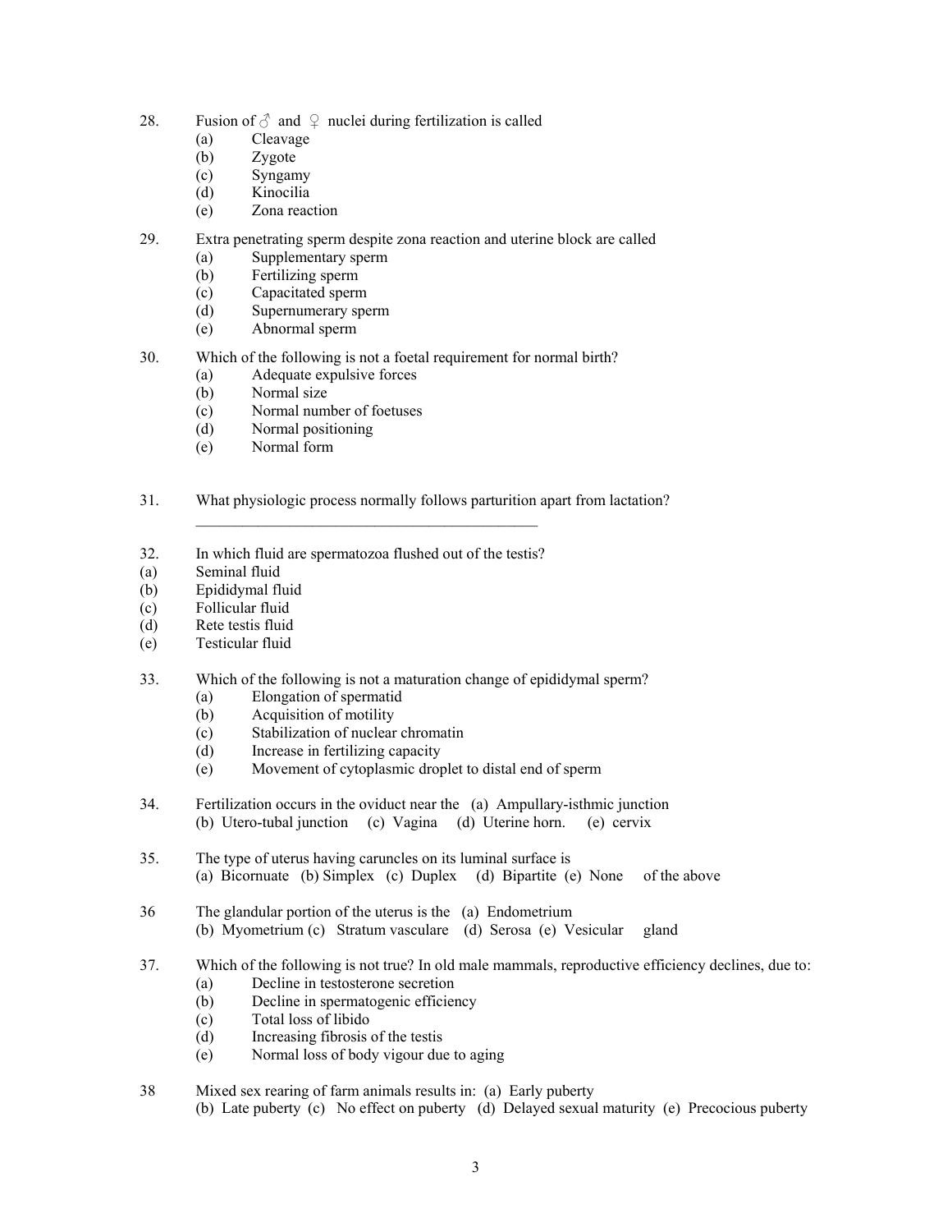28. Fusion of ♂ and ♀ nuclei during fertilization is called
   (a) Cleavage
   (b) Zygote
   (c) Syngamy
   (d) Kinocilia
   (e) Zona reaction

29. Extra penetrating sperm despite zona reaction and uterine block are called
   (a) Supplementary sperm
   (b) Fertilizing sperm
   (c) Capacitated sperm
   (d) Supernumerary sperm
   (e) Abnormal sperm

30. Which of the following is not a foetal requirement for normal birth?
   (a) Adequate expulsive forces
   (b) Normal size
   (c) Normal number of foetuses
   (d) Normal positioning
   (e) Normal form

31. What physiologic process normally follows parturition apart from lactation?
   ____________________________________________

32. In which fluid are spermatozoa flushed out of the testis?
(a) Seminal fluid
(b) Epididymal fluid
(c) Follicular fluid
(d) Rete testis fluid
(e) Testicular fluid

33. Which of the following is not a maturation change of epididymal sperm?
   (a) Elongation of spermatid
   (b) Acquisition of motility
   (c) Stabilization of nuclear chromatin
   (d) Increase in fertilizing capacity
   (e) Movement of cytoplasmic droplet to distal end of sperm

34. Fertilization occurs in the oviduct near the (a) Ampullary-isthmic junction
   (b) Utero-tubal junction (c) Vagina (d) Uterine horn. (e) cervix

35. The type of uterus having caruncles on its luminal surface is
   (a) Bicornuate (b) Simplex (c) Duplex (d) Bipartite (e) None of the above

36 The glandular portion of the uterus is the (a) Endometrium
   (b) Myometrium (c) Stratum vasculare (d) Serosa (e) Vesicular gland

37. Which of the following is not true? In old male mammals, reproductive efficiency declines, due to:
   (a) Decline in testosterone secretion
   (b) Decline in spermatogenic efficiency
   (c) Total loss of libido
   (d) Increasing fibrosis of the testis
   (e) Normal loss of body vigour due to aging

38 Mixed sex rearing of farm animals results in: (a) Early puberty
   (b) Late puberty (c) No effect on puberty (d) Delayed sexual maturity (e) Precocious puberty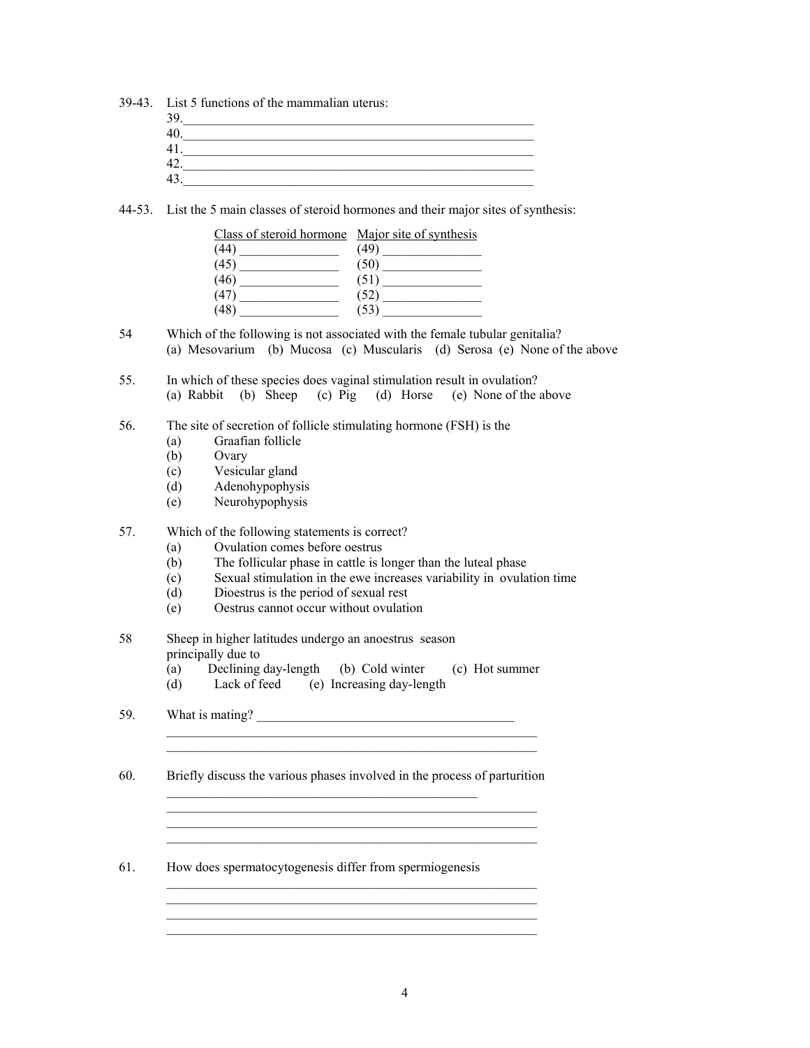39-43. List 5 functions of the mammalian uterus:

39.\_\_\_\_\_\_\_\_\_\_\_\_\_\_\_\_\_\_\_\_\_\_\_\_\_\_\_\_\_\_\_\_\_\_\_\_\_\_\_\_\_\_\_\_\_\_\_\_\_\_\_\_

40.\_\_\_\_\_\_\_\_\_\_\_\_\_\_\_\_\_\_\_\_\_\_\_\_\_\_\_\_\_\_\_\_\_\_\_\_\_\_\_\_\_\_\_\_\_\_\_\_\_\_\_\_

41.\_\_\_\_\_\_\_\_\_\_\_\_\_\_\_\_\_\_\_\_\_\_\_\_\_\_\_\_\_\_\_\_\_\_\_\_\_\_\_\_\_\_\_\_\_\_\_\_\_\_\_\_

42.\_\_\_\_\_\_\_\_\_\_\_\_\_\_\_\_\_\_\_\_\_\_\_\_\_\_\_\_\_\_\_\_\_\_\_\_\_\_\_\_\_\_\_\_\_\_\_\_\_\_\_\_

43.\_\_\_\_\_\_\_\_\_\_\_\_\_\_\_\_\_\_\_\_\_\_\_\_\_\_\_\_\_\_\_\_\_\_\_\_\_\_\_\_\_\_\_\_\_\_\_\_\_\_\_\_

44-53. List the 5 main classes of steroid hormones and their major sites of synthesis:

| Class of steroid hormone | Major site of synthesis |
|---|---|
| (44) \_\_\_\_\_\_\_\_\_\_\_\_\_\_\_ | (49) \_\_\_\_\_\_\_\_\_\_\_\_\_\_\_ |
| (45) \_\_\_\_\_\_\_\_\_\_\_\_\_\_\_ | (50) \_\_\_\_\_\_\_\_\_\_\_\_\_\_\_ |
| (46) \_\_\_\_\_\_\_\_\_\_\_\_\_\_\_ | (51) \_\_\_\_\_\_\_\_\_\_\_\_\_\_\_ |
| (47) \_\_\_\_\_\_\_\_\_\_\_\_\_\_\_ | (52) \_\_\_\_\_\_\_\_\_\_\_\_\_\_\_ |
| (48) \_\_\_\_\_\_\_\_\_\_\_\_\_\_\_ | (53) \_\_\_\_\_\_\_\_\_\_\_\_\_\_\_ |

54 Which of the following is not associated with the female tubular genitalia?
(a) Mesovarium (b) Mucosa (c) Muscularis (d) Serosa (e) None of the above

55. In which of these species does vaginal stimulation result in ovulation?
(a) Rabbit (b) Sheep (c) Pig (d) Horse (e) None of the above

56. The site of secretion of follicle stimulating hormone (FSH) is the
- (a) Graafian follicle
- (b) Ovary
- (c) Vesicular gland
- (d) Adenohypophysis
- (e) Neurohypophysis

57. Which of the following statements is correct?
- (a) Ovulation comes before oestrus
- (b) The follicular phase in cattle is longer than the luteal phase
- (c) Sexual stimulation in the ewe increases variability in ovulation time
- (d) Dioestrus is the period of sexual rest
- (e) Oestrus cannot occur without ovulation

58 Sheep in higher latitudes undergo an anoestrus season principally due to
(a) Declining day-length (b) Cold winter (c) Hot summer
(d) Lack of feed (e) Increasing day-length

59. What is mating? \_\_\_\_\_\_\_\_\_\_\_\_\_\_\_\_\_\_\_\_\_\_\_\_\_\_\_\_\_\_\_\_\_\_\_\_\_\_\_\_

\_\_\_\_\_\_\_\_\_\_\_\_\_\_\_\_\_\_\_\_\_\_\_\_\_\_\_\_\_\_\_\_\_\_\_\_\_\_\_\_\_\_\_\_\_\_\_\_\_\_\_\_\_\_\_\_

\_\_\_\_\_\_\_\_\_\_\_\_\_\_\_\_\_\_\_\_\_\_\_\_\_\_\_\_\_\_\_\_\_\_\_\_\_\_\_\_\_\_\_\_\_\_\_\_\_\_\_\_\_\_\_\_

60. Briefly discuss the various phases involved in the process of parturition

\_\_\_\_\_\_\_\_\_\_\_\_\_\_\_\_\_\_\_\_\_\_\_\_\_\_\_\_\_\_\_\_\_\_\_\_\_\_\_\_\_\_\_\_\_\_\_\_

\_\_\_\_\_\_\_\_\_\_\_\_\_\_\_\_\_\_\_\_\_\_\_\_\_\_\_\_\_\_\_\_\_\_\_\_\_\_\_\_\_\_\_\_\_\_\_\_\_\_\_\_\_\_\_\_

\_\_\_\_\_\_\_\_\_\_\_\_\_\_\_\_\_\_\_\_\_\_\_\_\_\_\_\_\_\_\_\_\_\_\_\_\_\_\_\_\_\_\_\_\_\_\_\_\_\_\_\_\_\_\_\_

\_\_\_\_\_\_\_\_\_\_\_\_\_\_\_\_\_\_\_\_\_\_\_\_\_\_\_\_\_\_\_\_\_\_\_\_\_\_\_\_\_\_\_\_\_\_\_\_\_\_\_\_\_\_\_\_

61. How does spermatocytogenesis differ from spermiogenesis

\_\_\_\_\_\_\_\_\_\_\_\_\_\_\_\_\_\_\_\_\_\_\_\_\_\_\_\_\_\_\_\_\_\_\_\_\_\_\_\_\_\_\_\_\_\_\_\_\_\_\_\_\_\_\_\_

\_\_\_\_\_\_\_\_\_\_\_\_\_\_\_\_\_\_\_\_\_\_\_\_\_\_\_\_\_\_\_\_\_\_\_\_\_\_\_\_\_\_\_\_\_\_\_\_\_\_\_\_\_\_\_\_

\_\_\_\_\_\_\_\_\_\_\_\_\_\_\_\_\_\_\_\_\_\_\_\_\_\_\_\_\_\_\_\_\_\_\_\_\_\_\_\_\_\_\_\_\_\_\_\_\_\_\_\_\_\_\_\_

\_\_\_\_\_\_\_\_\_\_\_\_\_\_\_\_\_\_\_\_\_\_\_\_\_\_\_\_\_\_\_\_\_\_\_\_\_\_\_\_\_\_\_\_\_\_\_\_\_\_\_\_\_\_\_\_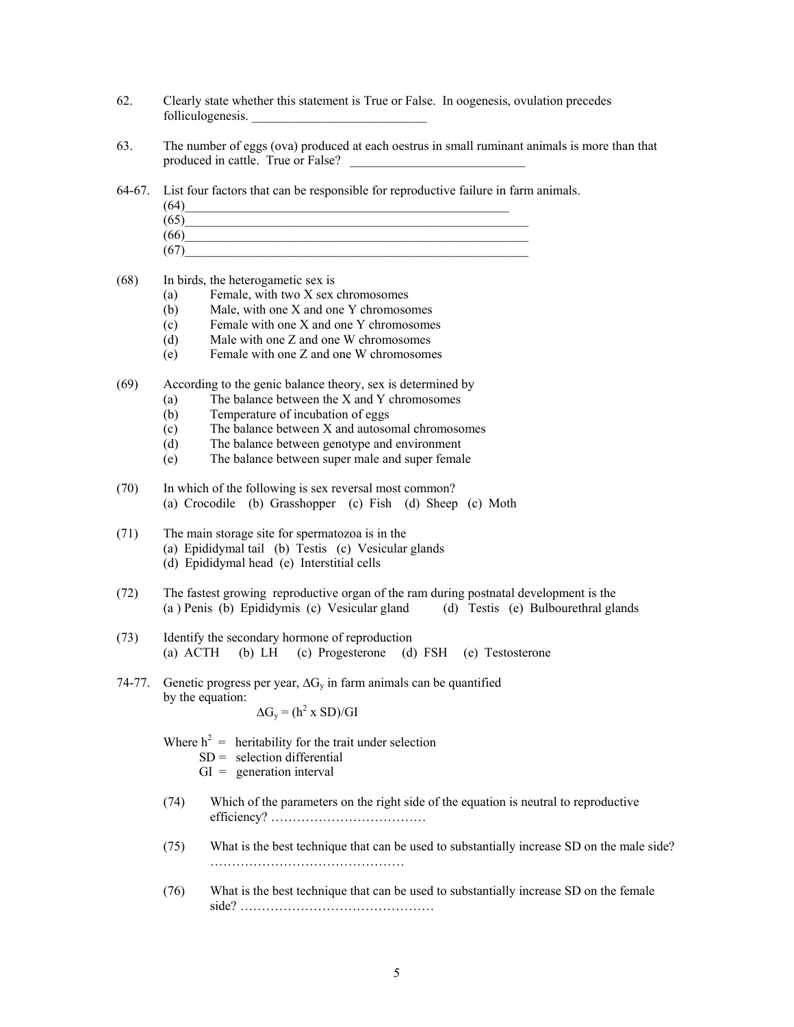62. Clearly state whether this statement is True or False. In oogenesis, ovulation precedes folliculogenesis. ___________________________

63. The number of eggs (ova) produced at each oestrus in small ruminant animals is more than that produced in cattle. True or False? ___________________________

64-67. List four factors that can be responsible for reproductive failure in farm animals.

(64)_____________________________________________________

(65)_____________________________________________________

(66)_____________________________________________________

(67)_____________________________________________________

(68) In birds, the heterogametic sex is
- (a) Female, with two X sex chromosomes
- (b) Male, with one X and one Y chromosomes
- (c) Female with one X and one Y chromosomes
- (d) Male with one Z and one W chromosomes
- (e) Female with one Z and one W chromosomes

(69) According to the genic balance theory, sex is determined by
- (a) The balance between the X and Y chromosomes
- (b) Temperature of incubation of eggs
- (c) The balance between X and autosomal chromosomes
- (d) The balance between genotype and environment
- (e) The balance between super male and super female

(70) In which of the following is sex reversal most common?
(a) Crocodile (b) Grasshopper (c) Fish (d) Sheep (c) Moth

(71) The main storage site for spermatozoa is in the
(a) Epididymal tail (b) Testis (c) Vesicular glands
(d) Epididymal head (e) Interstitial cells

(72) The fastest growing reproductive organ of the ram during postnatal development is the
(a ) Penis (b) Epididymis (c) Vesicular gland (d) Testis (e) Bulbourethral glands

(73) Identify the secondary hormone of reproduction
(a) ACTH (b) LH (c) Progesterone (d) FSH (e) Testosterone

74-77. Genetic progress per year, $\Delta G_y$ in farm animals can be quantified by the equation:

$$\Delta G_y = (h^2 \times SD)/GI$$

Where $h^2$ = heritability for the trait under selection
SD = selection differential
GI = generation interval

(74) Which of the parameters on the right side of the equation is neutral to reproductive efficiency? ………………………………

(75) What is the best technique that can be used to substantially increase SD on the male side? ………………………………………

(76) What is the best technique that can be used to substantially increase SD on the female side? ………………………………………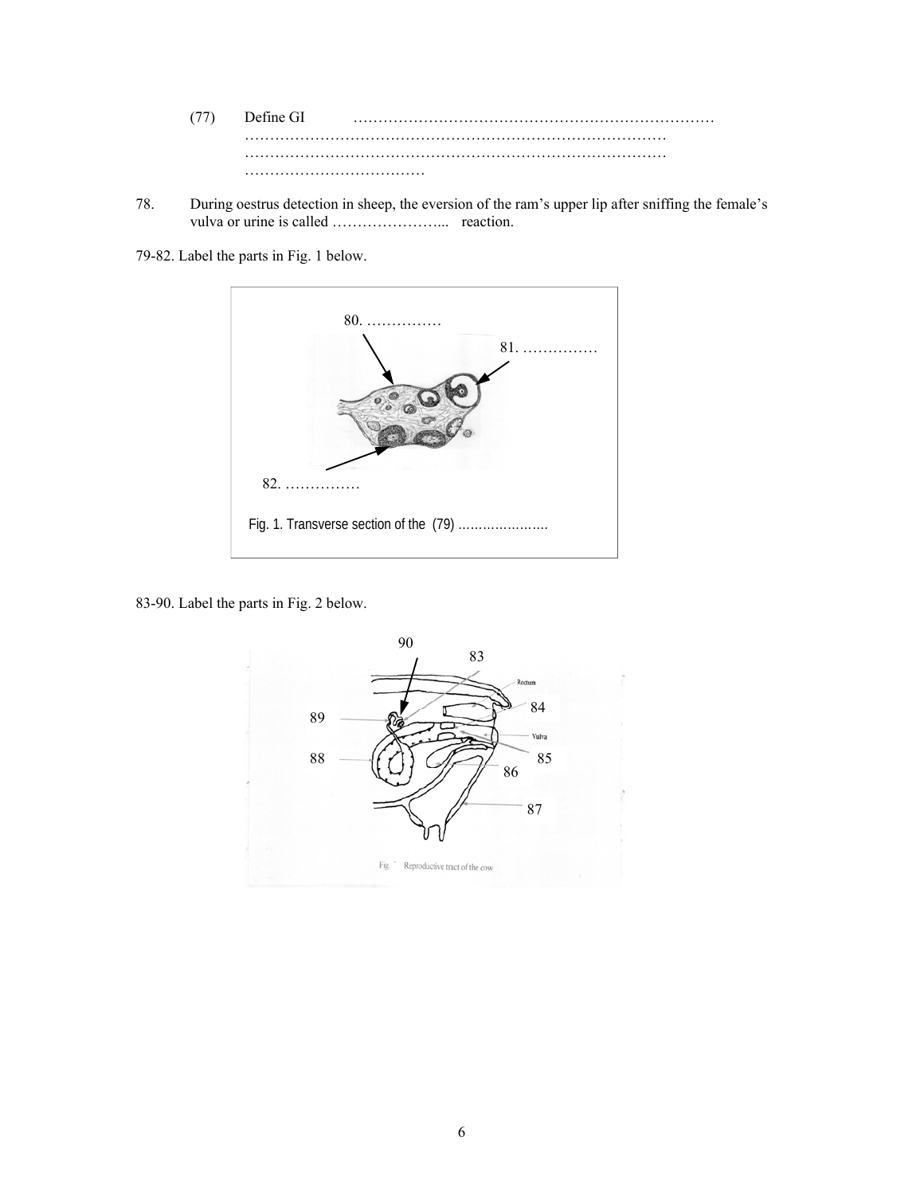(77) Define GI ………………………………………………………………… ………………………………………………………………………… ………………………………………………………………………… ………………………………

78. During oestrus detection in sheep, the eversion of the ram's upper lip after sniffing the female's vulva or urine is called …………………... reaction.

79-82. Label the parts in Fig. 1 below.

80. ……………

81. ……………

82. ……………

Fig. 1. Transverse section of the (79) ………………….

83-90. Label the parts in Fig. 2 below.

90, 83, 84, 89, 88, 85, 86, 87

Rectum

Vulva

Fig Reproductive tract of the cow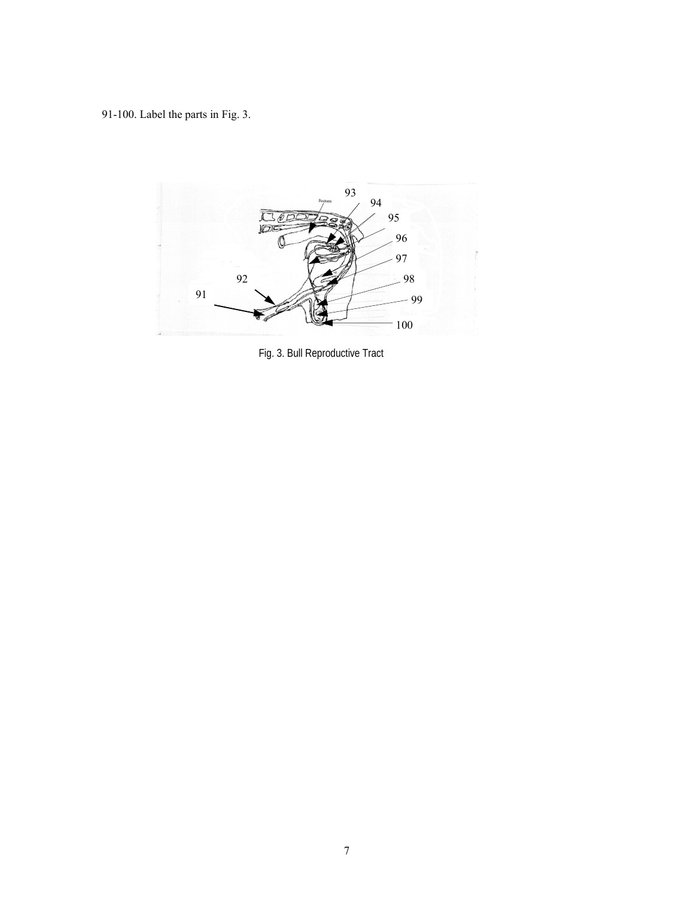91-100. Label the parts in Fig. 3.

Rectum

93

94

95

96

97

92

98

91

99

100

Fig. 3. Bull Reproductive Tract